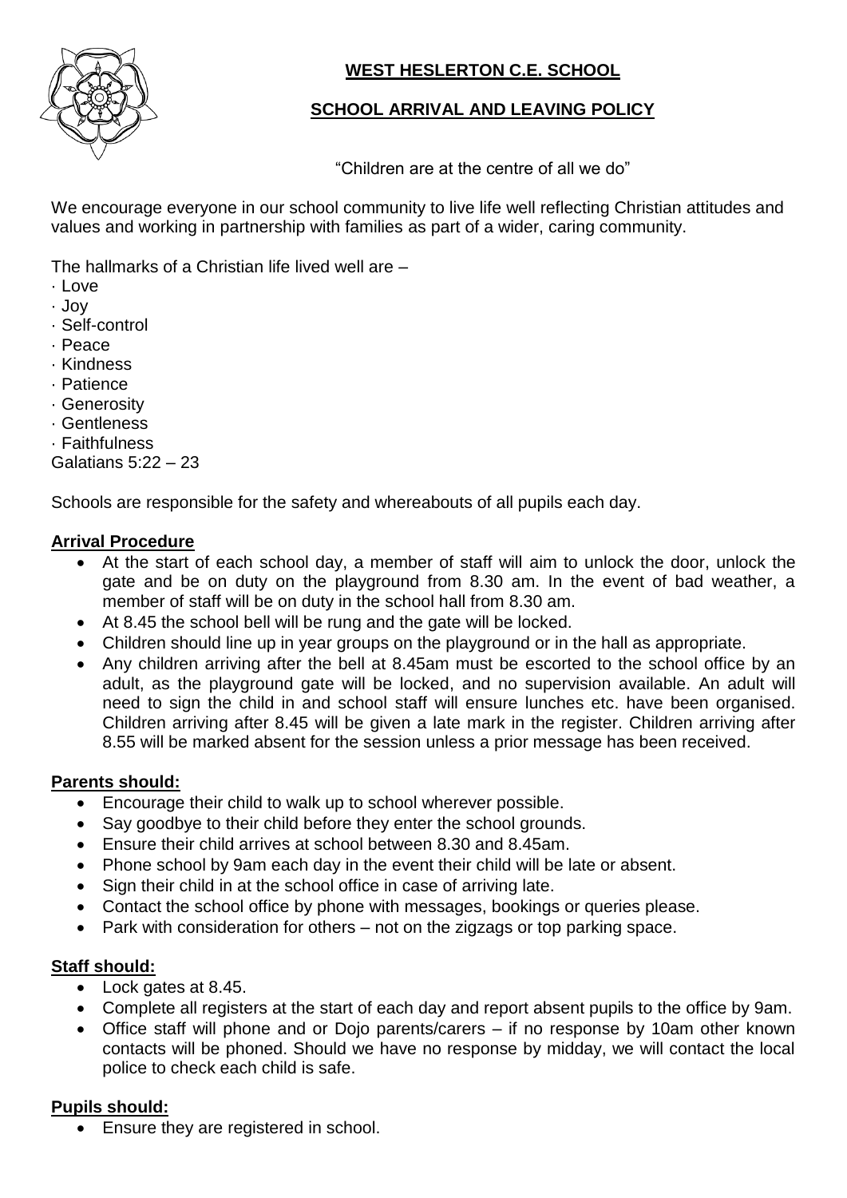# WEST HESLERTON C.E. SCHOOL

## SCHOOL ARRIVAL AND LEAVING POLICY

"Children are at the centre of all we do"

We encourage everyone in our school community to live life well reflecting Christian attitudes and values and working in partnership with families as part of a wider, caring community.

The hallmarks of a Christian life lived well are –

- Love
- Joy
- Self-control
- Peace
- Kindness
- Patience
- Generosity
- Gentleness
- Faithfulness

Galatians 5:22 – 23

Schools are responsible for the safety and whereabouts of all pupils each day.

### Arrival Procedure

- At the start of each school day, a member of staff will aim to unlock the door, unlock the gate and be on duty on the playground from 8.30 am. In the event of bad weather, a member of staff will be on duty in the school hall from 8.30 am.
- At 8.45 the school bell will be rung and the gate will be locked.
- Children should line up in year groups on the playground or in the hall as appropriate.
- Any children arriving after the bell at 8.45am must be escorted to the school office by an adult, as the playground gate will be locked, and no supervision available. An adult will need to sign the child in and school staff will ensure lunches etc. have been organised. Children arriving after 8.45 will be given a late mark in the register. Children arriving after 8.55 will be marked absent for the session unless a prior message has been received.

### Parents should:

- Encourage their child to walk up to school wherever possible.
- Say goodbye to their child before they enter the school grounds.
- Ensure their child arrives at school between 8.30 and 8.45am.
- Phone school by 9am each day in the event their child will be late or absent.
- Sign their child in at the school office in case of arriving late.
- Contact the school office by phone with messages, bookings or queries please.
- Park with consideration for others – not on the zigzags or top parking space.

### Staff should:

- Lock gates at 8.45.
- Complete all registers at the start of each day and report absent pupils to the office by 9am.
- Office staff will phone and or Dojo parents/carers – if no response by 10am other known contacts will be phoned. Should we have no response by midday, we will contact the local police to check each child is safe.

### Pupils should:

- Ensure they are registered in school.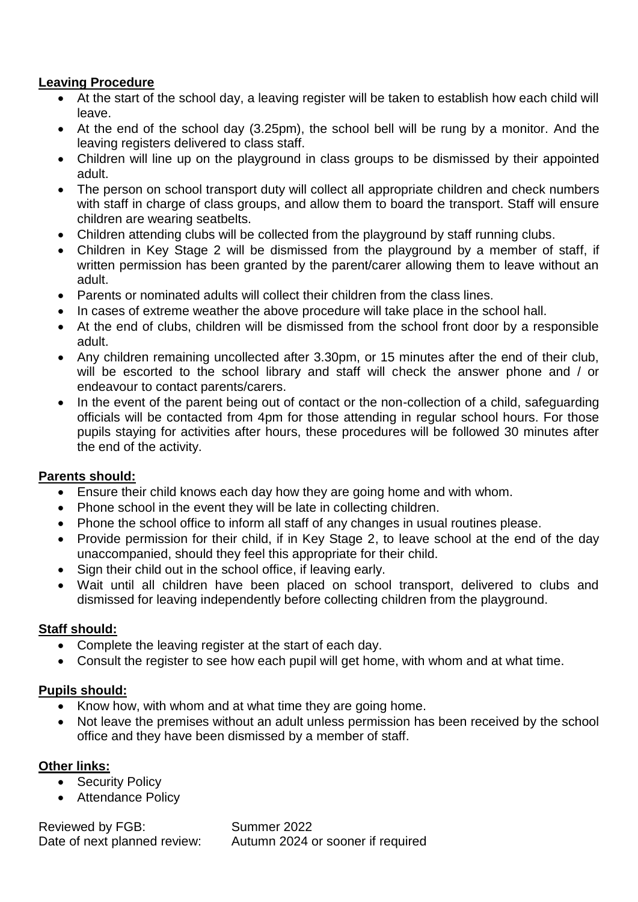**Leaving Procedure**

- At the start of the school day, a leaving register will be taken to establish how each child will leave.
- At the end of the school day (3.25pm), the school bell will be rung by a monitor. And the leaving registers delivered to class staff.
- Children will line up on the playground in class groups to be dismissed by their appointed adult.
- The person on school transport duty will collect all appropriate children and check numbers with staff in charge of class groups, and allow them to board the transport. Staff will ensure children are wearing seatbelts.
- Children attending clubs will be collected from the playground by staff running clubs.
- Children in Key Stage 2 will be dismissed from the playground by a member of staff, if written permission has been granted by the parent/carer allowing them to leave without an adult.
- Parents or nominated adults will collect their children from the class lines.
- In cases of extreme weather the above procedure will take place in the school hall.
- At the end of clubs, children will be dismissed from the school front door by a responsible adult.
- Any children remaining uncollected after 3.30pm, or 15 minutes after the end of their club, will be escorted to the school library and staff will check the answer phone and / or endeavour to contact parents/carers.
- In the event of the parent being out of contact or the non-collection of a child, safeguarding officials will be contacted from 4pm for those attending in regular school hours. For those pupils staying for activities after hours, these procedures will be followed 30 minutes after the end of the activity.

**Parents should:**

- Ensure their child knows each day how they are going home and with whom.
- Phone school in the event they will be late in collecting children.
- Phone the school office to inform all staff of any changes in usual routines please.
- Provide permission for their child, if in Key Stage 2, to leave school at the end of the day unaccompanied, should they feel this appropriate for their child.
- Sign their child out in the school office, if leaving early.
- Wait until all children have been placed on school transport, delivered to clubs and dismissed for leaving independently before collecting children from the playground.

**Staff should:**

- Complete the leaving register at the start of each day.
- Consult the register to see how each pupil will get home, with whom and at what time.

**Pupils should:**

- Know how, with whom and at what time they are going home.
- Not leave the premises without an adult unless permission has been received by the school office and they have been dismissed by a member of staff.

**Other links:**

- Security Policy
- Attendance Policy

Reviewed by FGB: Summer 2022
Date of next planned review: Autumn 2024 or sooner if required